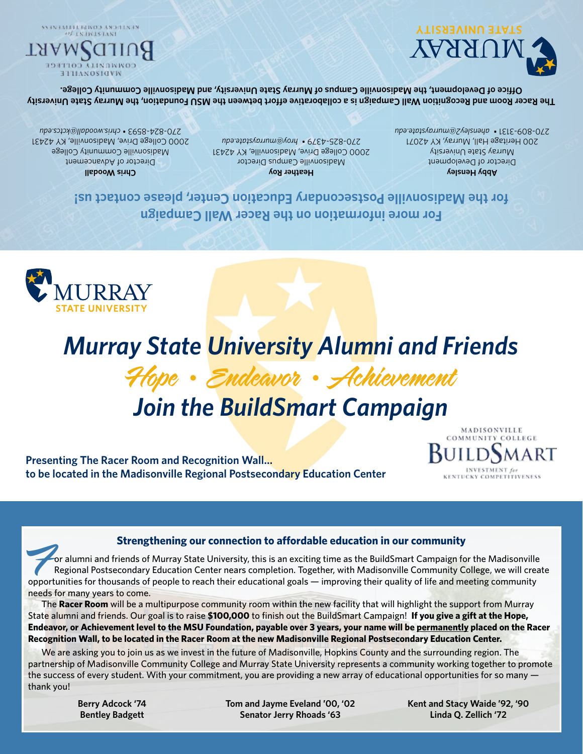For more information on the Racer Wall Campaign for the Madisonville Postsecondary Education Center, please contact us!

**Abby Hensley**
Director of Development
Murray State University
200 Heritage Hall, Murray, KY 42071
270-809-3131 • *ahensley2@murraystate.edu*

**Heather Roy**
Madisonville Campus Director
2000 College Drive, Madisonville, KY 42431
270-825-4379 • *hroy@murraystate.edu*

**Chris Woodall**
Director of Advancement
Madisonville Community College
2000 College Drive, Madisonville, KY 42431
270-824-8593 • *chris.woodall@kctcs.edu*

**The Racer Room and Recognition Wall Campaign is a collaborative effort between the MSU Foundation, the Murray State University Office of Development, the Madisonville Campus of Murray State University, and Madisonville Community College.**

# Murray State University Alumni and Friends

## *Hope • Endeavor • Achievement*

## *Join the BuildSmart Campaign*

**Presenting The Racer Room and Recognition Wall...**
**to be located in the Madisonville Regional Postsecondary Education Center**

### Strengthening our connection to affordable education in our community

For alumni and friends of Murray State University, this is an exciting time as the BuildSmart Campaign for the Madisonville Regional Postsecondary Education Center nears completion. Together, with Madisonville Community College, we will create opportunities for thousands of people to reach their educational goals — improving their quality of life and meeting community needs for many years to come.

The **Racer Room** will be a multipurpose community room within the new facility that will highlight the support from Murray State alumni and friends. Our goal is to raise **$100,000** to finish out the BuildSmart Campaign! **If you give a gift at the Hope, Endeavor, or Achievement level to the MSU Foundation, payable over 3 years, your name will be permanently placed on the Racer Recognition Wall, to be located in the Racer Room at the new Madisonville Regional Postsecondary Education Center.**

We are asking you to join us as we invest in the future of Madisonville, Hopkins County and the surrounding region. The partnership of Madisonville Community College and Murray State University represents a community working together to promote the success of every student. With your commitment, you are providing a new array of educational opportunities for so many — thank you!

**Berry Adcock '74**
**Bentley Badgett**

**Tom and Jayme Eveland '00, '02**
**Senator Jerry Rhoads '63**

**Kent and Stacy Waide '92, '90**
**Linda Q. Zellich '72**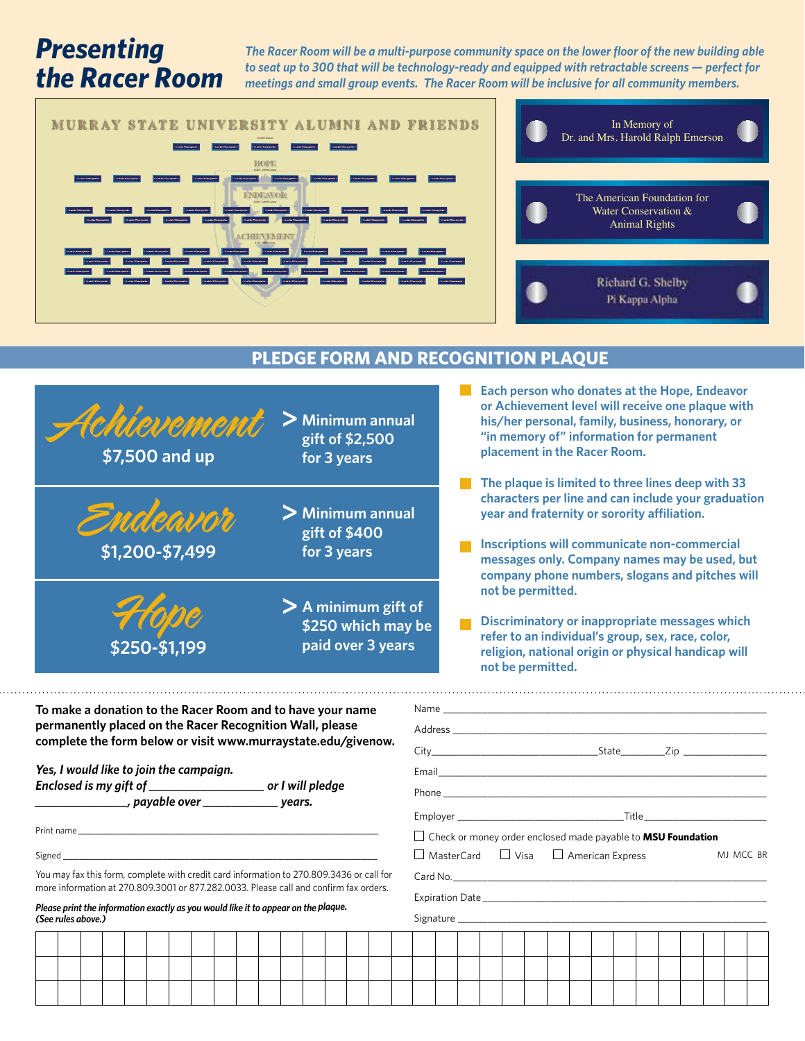# Presenting the Racer Room

*The Racer Room will be a multi-purpose community space on the lower floor of the new building able to seat up to 300 that will be technology-ready and equipped with retractable screens — perfect for meetings and small group events. The Racer Room will be inclusive for all community members.*

MURRAY STATE UNIVERSITY ALUMNI AND FRIENDS

HOPE

ENDEAVOR

ACHIEVEMENT

In Memory of
Dr. and Mrs. Harold Ralph Emerson

The American Foundation for
Water Conservation &
Animal Rights

Richard G. Shelby
Pi Kappa Alpha

## PLEDGE FORM AND RECOGNITION PLAQUE

**Achievement** — $7,500 and up
> Minimum annual gift of $2,500 for 3 years

**Endeavor** — $1,200-$7,499
> Minimum annual gift of $400 for 3 years

**Hope** — $250-$1,199
> A minimum gift of $250 which may be paid over 3 years

- **Each person who donates at the Hope, Endeavor or Achievement level will receive one plaque with his/her personal, family, business, honorary, or "in memory of" information for permanent placement in the Racer Room.**
- **The plaque is limited to three lines deep with 33 characters per line and can include your graduation year and fraternity or sorority affiliation.**
- **Inscriptions will communicate non-commercial messages only. Company names may be used, but company phone numbers, slogans and pitches will not be permitted.**
- **Discriminatory or inappropriate messages which refer to an individual's group, sex, race, color, religion, national origin or physical handicap will not be permitted.**

**To make a donation to the Racer Room and to have your name permanently placed on the Racer Recognition Wall, please complete the form below or visit www.murraystate.edu/givenow.**

***Yes, I would like to join the campaign.***
***Enclosed is my gift of ________________ or I will pledge ______________, payable over ___________ years.***

Print name ______________________________

Signed ______________________________

You may fax this form, complete with credit card information to 270.809.3436 or call for more information at 270.809.3001 or 877.282.0033. Please call and confirm fax orders.

***Please print the information exactly as you would like it to appear on the plaque. (See rules above.)***

Name ______________________________

Address ______________________________

City ______________ State ________ Zip ____________

Email ______________________________

Phone ______________________________

Employer ______________ Title ______________

☐ Check or money order enclosed made payable to **MSU Foundation**

☐ MasterCard ☐ Visa ☐ American Express MJ MCC BR

Card No. ______________________________

Expiration Date ______________________________

Signature ______________________________

| | | | | | | | | | | | | | | | | | | | | | | | | | | | | | | | | |
|---|---|---|---|---|---|---|---|---|---|---|---|---|---|---|---|---|---|---|---|---|---|---|---|---|---|---|---|---|---|---|---|---|
| | | | | | | | | | | | | | | | | | | | | | | | | | | | | | | | | |
| | | | | | | | | | | | | | | | | | | | | | | | | | | | | | | | | |
| | | | | | | | | | | | | | | | | | | | | | | | | | | | | | | | | |